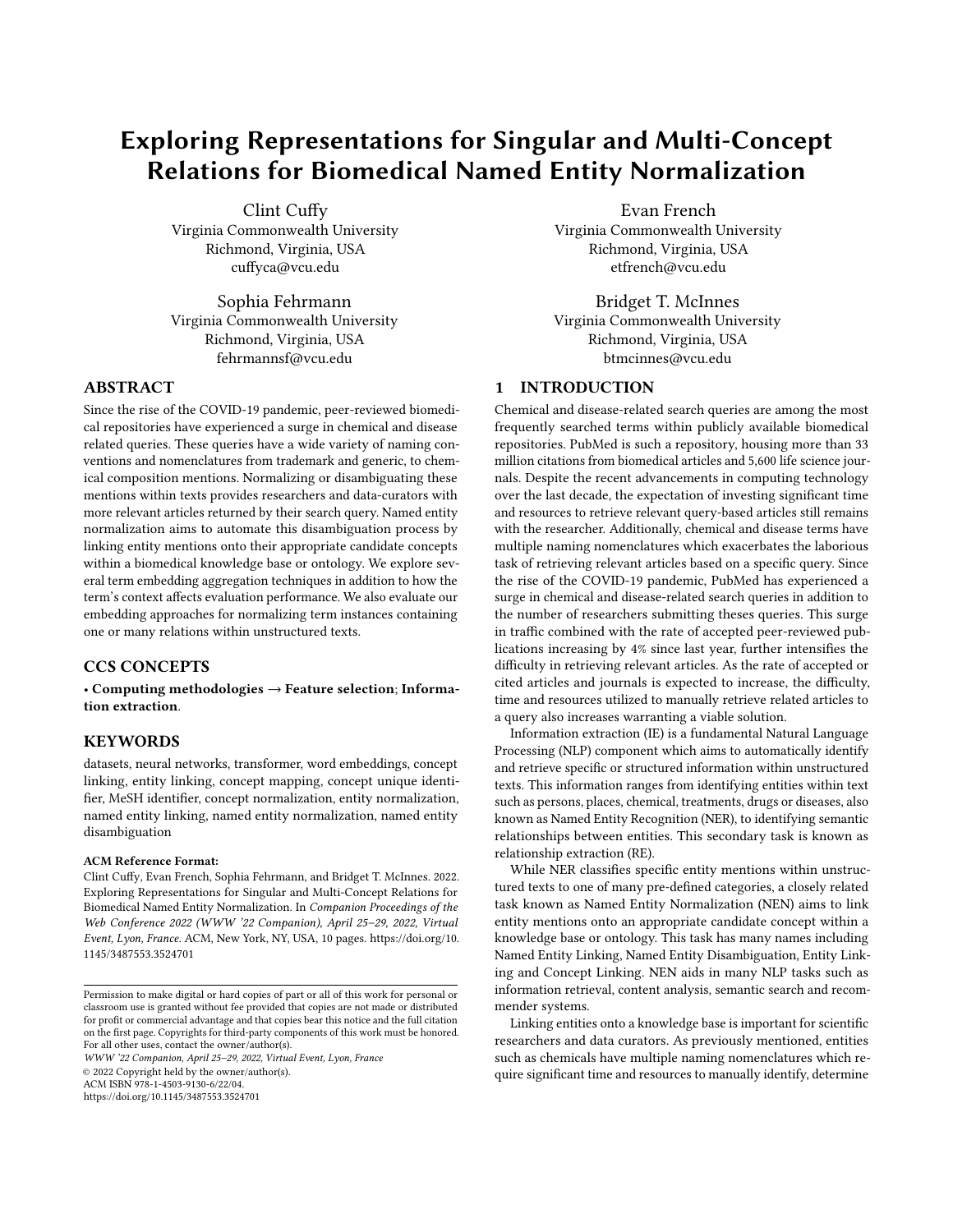# Exploring Representations for Singular and Multi-Concept Relations for Biomedical Named Entity Normalization

Clint Cuffy
Virginia Commonwealth University
Richmond, Virginia, USA
cuffyca@vcu.edu

Evan French
Virginia Commonwealth University
Richmond, Virginia, USA
etfrench@vcu.edu

Sophia Fehrmann
Virginia Commonwealth University
Richmond, Virginia, USA
fehrmannsf@vcu.edu

Bridget T. McInnes
Virginia Commonwealth University
Richmond, Virginia, USA
btmcinnes@vcu.edu

## ABSTRACT

Since the rise of the COVID-19 pandemic, peer-reviewed biomedical repositories have experienced a surge in chemical and disease related queries. These queries have a wide variety of naming conventions and nomenclatures from trademark and generic, to chemical composition mentions. Normalizing or disambiguating these mentions within texts provides researchers and data-curators with more relevant articles returned by their search query. Named entity normalization aims to automate this disambiguation process by linking entity mentions onto their appropriate candidate concepts within a biomedical knowledge base or ontology. We explore several term embedding aggregation techniques in addition to how the term's context affects evaluation performance. We also evaluate our embedding approaches for normalizing term instances containing one or many relations within unstructured texts.

## CCS CONCEPTS

• **Computing methodologies → Feature selection**; **Information extraction**.

## KEYWORDS

datasets, neural networks, transformer, word embeddings, concept linking, entity linking, concept mapping, concept unique identifier, MeSH identifier, concept normalization, entity normalization, named entity linking, named entity normalization, named entity disambiguation

**ACM Reference Format:**
Clint Cuffy, Evan French, Sophia Fehrmann, and Bridget T. McInnes. 2022. Exploring Representations for Singular and Multi-Concept Relations for Biomedical Named Entity Normalization. In *Companion Proceedings of the Web Conference 2022 (WWW '22 Companion), April 25–29, 2022, Virtual Event, Lyon, France.* ACM, New York, NY, USA, 10 pages. https://doi.org/10.1145/3487553.3524701

Permission to make digital or hard copies of part or all of this work for personal or classroom use is granted without fee provided that copies are not made or distributed for profit or commercial advantage and that copies bear this notice and the full citation on the first page. Copyrights for third-party components of this work must be honored. For all other uses, contact the owner/author(s).
*WWW '22 Companion, April 25–29, 2022, Virtual Event, Lyon, France*
© 2022 Copyright held by the owner/author(s).
ACM ISBN 978-1-4503-9130-6/22/04.
https://doi.org/10.1145/3487553.3524701

## 1 INTRODUCTION

Chemical and disease-related search queries are among the most frequently searched terms within publicly available biomedical repositories. PubMed is such a repository, housing more than 33 million citations from biomedical articles and 5,600 life science journals. Despite the recent advancements in computing technology over the last decade, the expectation of investing significant time and resources to retrieve relevant query-based articles still remains with the researcher. Additionally, chemical and disease terms have multiple naming nomenclatures which exacerbates the laborious task of retrieving relevant articles based on a specific query. Since the rise of the COVID-19 pandemic, PubMed has experienced a surge in chemical and disease-related search queries in addition to the number of researchers submitting theses queries. This surge in traffic combined with the rate of accepted peer-reviewed publications increasing by 4% since last year, further intensifies the difficulty in retrieving relevant articles. As the rate of accepted or cited articles and journals is expected to increase, the difficulty, time and resources utilized to manually retrieve related articles to a query also increases warranting a viable solution.

Information extraction (IE) is a fundamental Natural Language Processing (NLP) component which aims to automatically identify and retrieve specific or structured information within unstructured texts. This information ranges from identifying entities within text such as persons, places, chemical, treatments, drugs or diseases, also known as Named Entity Recognition (NER), to identifying semantic relationships between entities. This secondary task is known as relationship extraction (RE).

While NER classifies specific entity mentions within unstructured texts to one of many pre-defined categories, a closely related task known as Named Entity Normalization (NEN) aims to link entity mentions onto an appropriate candidate concept within a knowledge base or ontology. This task has many names including Named Entity Linking, Named Entity Disambiguation, Entity Linking and Concept Linking. NEN aids in many NLP tasks such as information retrieval, content analysis, semantic search and recommender systems.

Linking entities onto a knowledge base is important for scientific researchers and data curators. As previously mentioned, entities such as chemicals have multiple naming nomenclatures which require significant time and resources to manually identify, determine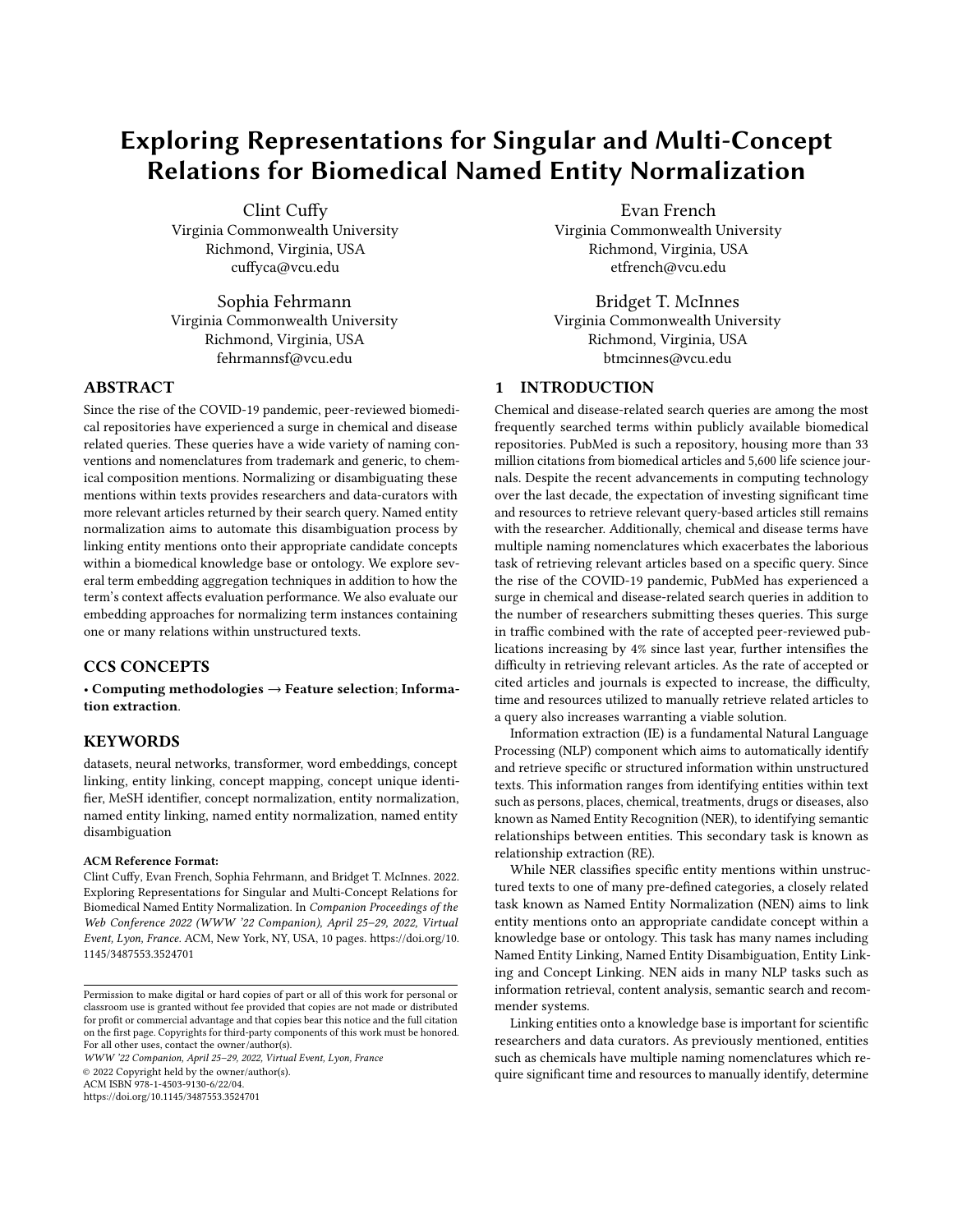# Exploring Representations for Singular and Multi-Concept Relations for Biomedical Named Entity Normalization

Clint Cuffy
Virginia Commonwealth University
Richmond, Virginia, USA
cuffyca@vcu.edu

Evan French
Virginia Commonwealth University
Richmond, Virginia, USA
etfrench@vcu.edu

Sophia Fehrmann
Virginia Commonwealth University
Richmond, Virginia, USA
fehrmannsf@vcu.edu

Bridget T. McInnes
Virginia Commonwealth University
Richmond, Virginia, USA
btmcinnes@vcu.edu

## ABSTRACT

Since the rise of the COVID-19 pandemic, peer-reviewed biomedical repositories have experienced a surge in chemical and disease related queries. These queries have a wide variety of naming conventions and nomenclatures from trademark and generic, to chemical composition mentions. Normalizing or disambiguating these mentions within texts provides researchers and data-curators with more relevant articles returned by their search query. Named entity normalization aims to automate this disambiguation process by linking entity mentions onto their appropriate candidate concepts within a biomedical knowledge base or ontology. We explore several term embedding aggregation techniques in addition to how the term's context affects evaluation performance. We also evaluate our embedding approaches for normalizing term instances containing one or many relations within unstructured texts.

## CCS CONCEPTS

• **Computing methodologies → Feature selection**; **Information extraction**.

## KEYWORDS

datasets, neural networks, transformer, word embeddings, concept linking, entity linking, concept mapping, concept unique identifier, MeSH identifier, concept normalization, entity normalization, named entity linking, named entity normalization, named entity disambiguation

**ACM Reference Format:**
Clint Cuffy, Evan French, Sophia Fehrmann, and Bridget T. McInnes. 2022. Exploring Representations for Singular and Multi-Concept Relations for Biomedical Named Entity Normalization. In *Companion Proceedings of the Web Conference 2022 (WWW '22 Companion), April 25–29, 2022, Virtual Event, Lyon, France.* ACM, New York, NY, USA, 10 pages. https://doi.org/10.1145/3487553.3524701

Permission to make digital or hard copies of part or all of this work for personal or classroom use is granted without fee provided that copies are not made or distributed for profit or commercial advantage and that copies bear this notice and the full citation on the first page. Copyrights for third-party components of this work must be honored. For all other uses, contact the owner/author(s).
*WWW '22 Companion, April 25–29, 2022, Virtual Event, Lyon, France*
© 2022 Copyright held by the owner/author(s).
ACM ISBN 978-1-4503-9130-6/22/04.
https://doi.org/10.1145/3487553.3524701

## 1 INTRODUCTION

Chemical and disease-related search queries are among the most frequently searched terms within publicly available biomedical repositories. PubMed is such a repository, housing more than 33 million citations from biomedical articles and 5,600 life science journals. Despite the recent advancements in computing technology over the last decade, the expectation of investing significant time and resources to retrieve relevant query-based articles still remains with the researcher. Additionally, chemical and disease terms have multiple naming nomenclatures which exacerbates the laborious task of retrieving relevant articles based on a specific query. Since the rise of the COVID-19 pandemic, PubMed has experienced a surge in chemical and disease-related search queries in addition to the number of researchers submitting theses queries. This surge in traffic combined with the rate of accepted peer-reviewed publications increasing by 4% since last year, further intensifies the difficulty in retrieving relevant articles. As the rate of accepted or cited articles and journals is expected to increase, the difficulty, time and resources utilized to manually retrieve related articles to a query also increases warranting a viable solution.

Information extraction (IE) is a fundamental Natural Language Processing (NLP) component which aims to automatically identify and retrieve specific or structured information within unstructured texts. This information ranges from identifying entities within text such as persons, places, chemical, treatments, drugs or diseases, also known as Named Entity Recognition (NER), to identifying semantic relationships between entities. This secondary task is known as relationship extraction (RE).

While NER classifies specific entity mentions within unstructured texts to one of many pre-defined categories, a closely related task known as Named Entity Normalization (NEN) aims to link entity mentions onto an appropriate candidate concept within a knowledge base or ontology. This task has many names including Named Entity Linking, Named Entity Disambiguation, Entity Linking and Concept Linking. NEN aids in many NLP tasks such as information retrieval, content analysis, semantic search and recommender systems.

Linking entities onto a knowledge base is important for scientific researchers and data curators. As previously mentioned, entities such as chemicals have multiple naming nomenclatures which require significant time and resources to manually identify, determine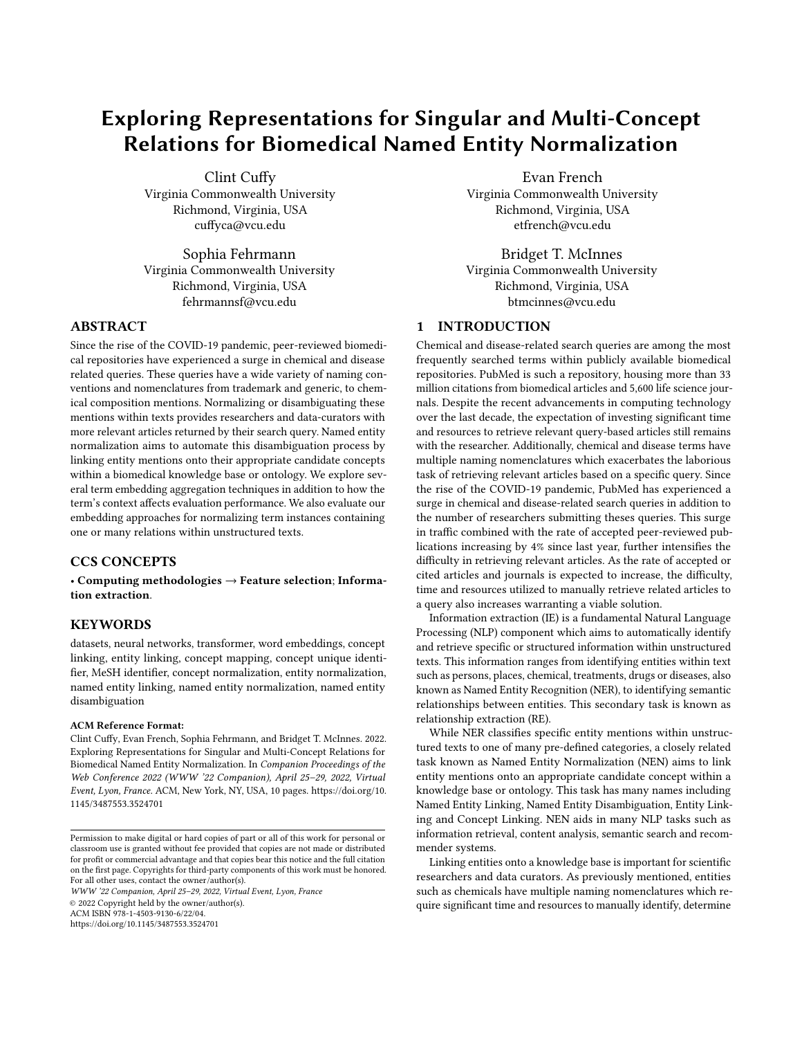# Exploring Representations for Singular and Multi-Concept Relations for Biomedical Named Entity Normalization

Clint Cuffy
Virginia Commonwealth University
Richmond, Virginia, USA
cuffyca@vcu.edu

Evan French
Virginia Commonwealth University
Richmond, Virginia, USA
etfrench@vcu.edu

Sophia Fehrmann
Virginia Commonwealth University
Richmond, Virginia, USA
fehrmannsf@vcu.edu

Bridget T. McInnes
Virginia Commonwealth University
Richmond, Virginia, USA
btmcinnes@vcu.edu

## ABSTRACT

Since the rise of the COVID-19 pandemic, peer-reviewed biomedical repositories have experienced a surge in chemical and disease related queries. These queries have a wide variety of naming conventions and nomenclatures from trademark and generic, to chemical composition mentions. Normalizing or disambiguating these mentions within texts provides researchers and data-curators with more relevant articles returned by their search query. Named entity normalization aims to automate this disambiguation process by linking entity mentions onto their appropriate candidate concepts within a biomedical knowledge base or ontology. We explore several term embedding aggregation techniques in addition to how the term's context affects evaluation performance. We also evaluate our embedding approaches for normalizing term instances containing one or many relations within unstructured texts.

## CCS CONCEPTS

• **Computing methodologies → Feature selection**; **Information extraction**.

## KEYWORDS

datasets, neural networks, transformer, word embeddings, concept linking, entity linking, concept mapping, concept unique identifier, MeSH identifier, concept normalization, entity normalization, named entity linking, named entity normalization, named entity disambiguation

**ACM Reference Format:**
Clint Cuffy, Evan French, Sophia Fehrmann, and Bridget T. McInnes. 2022. Exploring Representations for Singular and Multi-Concept Relations for Biomedical Named Entity Normalization. In *Companion Proceedings of the Web Conference 2022 (WWW '22 Companion), April 25–29, 2022, Virtual Event, Lyon, France.* ACM, New York, NY, USA, 10 pages. https://doi.org/10.1145/3487553.3524701

Permission to make digital or hard copies of part or all of this work for personal or classroom use is granted without fee provided that copies are not made or distributed for profit or commercial advantage and that copies bear this notice and the full citation on the first page. Copyrights for third-party components of this work must be honored. For all other uses, contact the owner/author(s).
*WWW '22 Companion, April 25–29, 2022, Virtual Event, Lyon, France*
© 2022 Copyright held by the owner/author(s).
ACM ISBN 978-1-4503-9130-6/22/04.
https://doi.org/10.1145/3487553.3524701

## 1 INTRODUCTION

Chemical and disease-related search queries are among the most frequently searched terms within publicly available biomedical repositories. PubMed is such a repository, housing more than 33 million citations from biomedical articles and 5,600 life science journals. Despite the recent advancements in computing technology over the last decade, the expectation of investing significant time and resources to retrieve relevant query-based articles still remains with the researcher. Additionally, chemical and disease terms have multiple naming nomenclatures which exacerbates the laborious task of retrieving relevant articles based on a specific query. Since the rise of the COVID-19 pandemic, PubMed has experienced a surge in chemical and disease-related search queries in addition to the number of researchers submitting theses queries. This surge in traffic combined with the rate of accepted peer-reviewed publications increasing by 4% since last year, further intensifies the difficulty in retrieving relevant articles. As the rate of accepted or cited articles and journals is expected to increase, the difficulty, time and resources utilized to manually retrieve related articles to a query also increases warranting a viable solution.

Information extraction (IE) is a fundamental Natural Language Processing (NLP) component which aims to automatically identify and retrieve specific or structured information within unstructured texts. This information ranges from identifying entities within text such as persons, places, chemical, treatments, drugs or diseases, also known as Named Entity Recognition (NER), to identifying semantic relationships between entities. This secondary task is known as relationship extraction (RE).

While NER classifies specific entity mentions within unstructured texts to one of many pre-defined categories, a closely related task known as Named Entity Normalization (NEN) aims to link entity mentions onto an appropriate candidate concept within a knowledge base or ontology. This task has many names including Named Entity Linking, Named Entity Disambiguation, Entity Linking and Concept Linking. NEN aids in many NLP tasks such as information retrieval, content analysis, semantic search and recommender systems.

Linking entities onto a knowledge base is important for scientific researchers and data curators. As previously mentioned, entities such as chemicals have multiple naming nomenclatures which require significant time and resources to manually identify, determine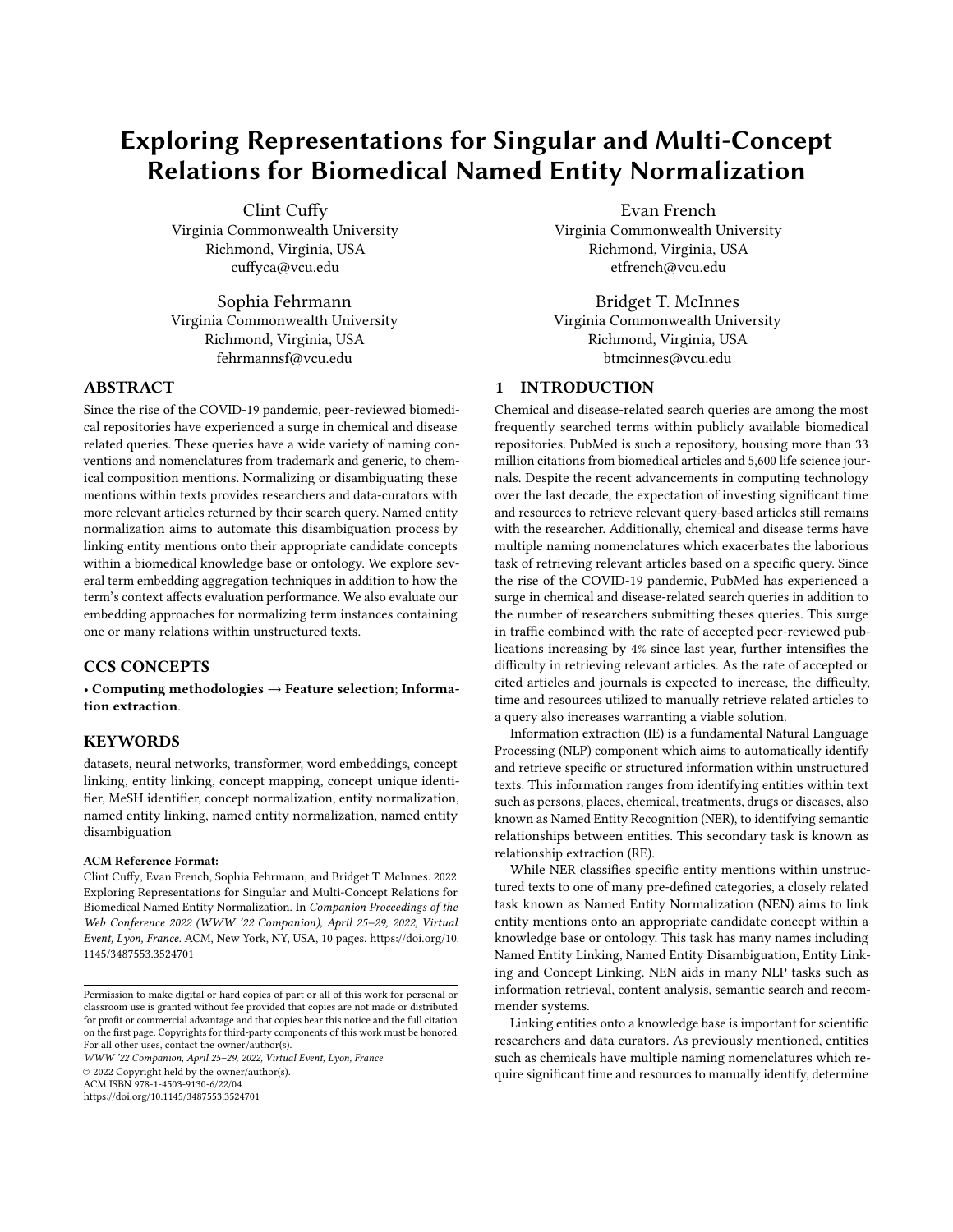# Exploring Representations for Singular and Multi-Concept Relations for Biomedical Named Entity Normalization

Clint Cuffy
Virginia Commonwealth University
Richmond, Virginia, USA
cuffyca@vcu.edu

Evan French
Virginia Commonwealth University
Richmond, Virginia, USA
etfrench@vcu.edu

Sophia Fehrmann
Virginia Commonwealth University
Richmond, Virginia, USA
fehrmannsf@vcu.edu

Bridget T. McInnes
Virginia Commonwealth University
Richmond, Virginia, USA
btmcinnes@vcu.edu

## ABSTRACT

Since the rise of the COVID-19 pandemic, peer-reviewed biomedical repositories have experienced a surge in chemical and disease related queries. These queries have a wide variety of naming conventions and nomenclatures from trademark and generic, to chemical composition mentions. Normalizing or disambiguating these mentions within texts provides researchers and data-curators with more relevant articles returned by their search query. Named entity normalization aims to automate this disambiguation process by linking entity mentions onto their appropriate candidate concepts within a biomedical knowledge base or ontology. We explore several term embedding aggregation techniques in addition to how the term's context affects evaluation performance. We also evaluate our embedding approaches for normalizing term instances containing one or many relations within unstructured texts.

## CCS CONCEPTS

• **Computing methodologies** → **Feature selection**; **Information extraction**.

## KEYWORDS

datasets, neural networks, transformer, word embeddings, concept linking, entity linking, concept mapping, concept unique identifier, MeSH identifier, concept normalization, entity normalization, named entity linking, named entity normalization, named entity disambiguation

**ACM Reference Format:**
Clint Cuffy, Evan French, Sophia Fehrmann, and Bridget T. McInnes. 2022. Exploring Representations for Singular and Multi-Concept Relations for Biomedical Named Entity Normalization. In *Companion Proceedings of the Web Conference 2022 (WWW '22 Companion), April 25–29, 2022, Virtual Event, Lyon, France.* ACM, New York, NY, USA, 10 pages. https://doi.org/10.1145/3487553.3524701

Permission to make digital or hard copies of part or all of this work for personal or classroom use is granted without fee provided that copies are not made or distributed for profit or commercial advantage and that copies bear this notice and the full citation on the first page. Copyrights for third-party components of this work must be honored. For all other uses, contact the owner/author(s).
*WWW '22 Companion, April 25–29, 2022, Virtual Event, Lyon, France*
© 2022 Copyright held by the owner/author(s).
ACM ISBN 978-1-4503-9130-6/22/04.
https://doi.org/10.1145/3487553.3524701

## 1 INTRODUCTION

Chemical and disease-related search queries are among the most frequently searched terms within publicly available biomedical repositories. PubMed is such a repository, housing more than 33 million citations from biomedical articles and 5,600 life science journals. Despite the recent advancements in computing technology over the last decade, the expectation of investing significant time and resources to retrieve relevant query-based articles still remains with the researcher. Additionally, chemical and disease terms have multiple naming nomenclatures which exacerbates the laborious task of retrieving relevant articles based on a specific query. Since the rise of the COVID-19 pandemic, PubMed has experienced a surge in chemical and disease-related search queries in addition to the number of researchers submitting theses queries. This surge in traffic combined with the rate of accepted peer-reviewed publications increasing by 4% since last year, further intensifies the difficulty in retrieving relevant articles. As the rate of accepted or cited articles and journals is expected to increase, the difficulty, time and resources utilized to manually retrieve related articles to a query also increases warranting a viable solution.

Information extraction (IE) is a fundamental Natural Language Processing (NLP) component which aims to automatically identify and retrieve specific or structured information within unstructured texts. This information ranges from identifying entities within text such as persons, places, chemical, treatments, drugs or diseases, also known as Named Entity Recognition (NER), to identifying semantic relationships between entities. This secondary task is known as relationship extraction (RE).

While NER classifies specific entity mentions within unstructured texts to one of many pre-defined categories, a closely related task known as Named Entity Normalization (NEN) aims to link entity mentions onto an appropriate candidate concept within a knowledge base or ontology. This task has many names including Named Entity Linking, Named Entity Disambiguation, Entity Linking and Concept Linking. NEN aids in many NLP tasks such as information retrieval, content analysis, semantic search and recommender systems.

Linking entities onto a knowledge base is important for scientific researchers and data curators. As previously mentioned, entities such as chemicals have multiple naming nomenclatures which require significant time and resources to manually identify, determine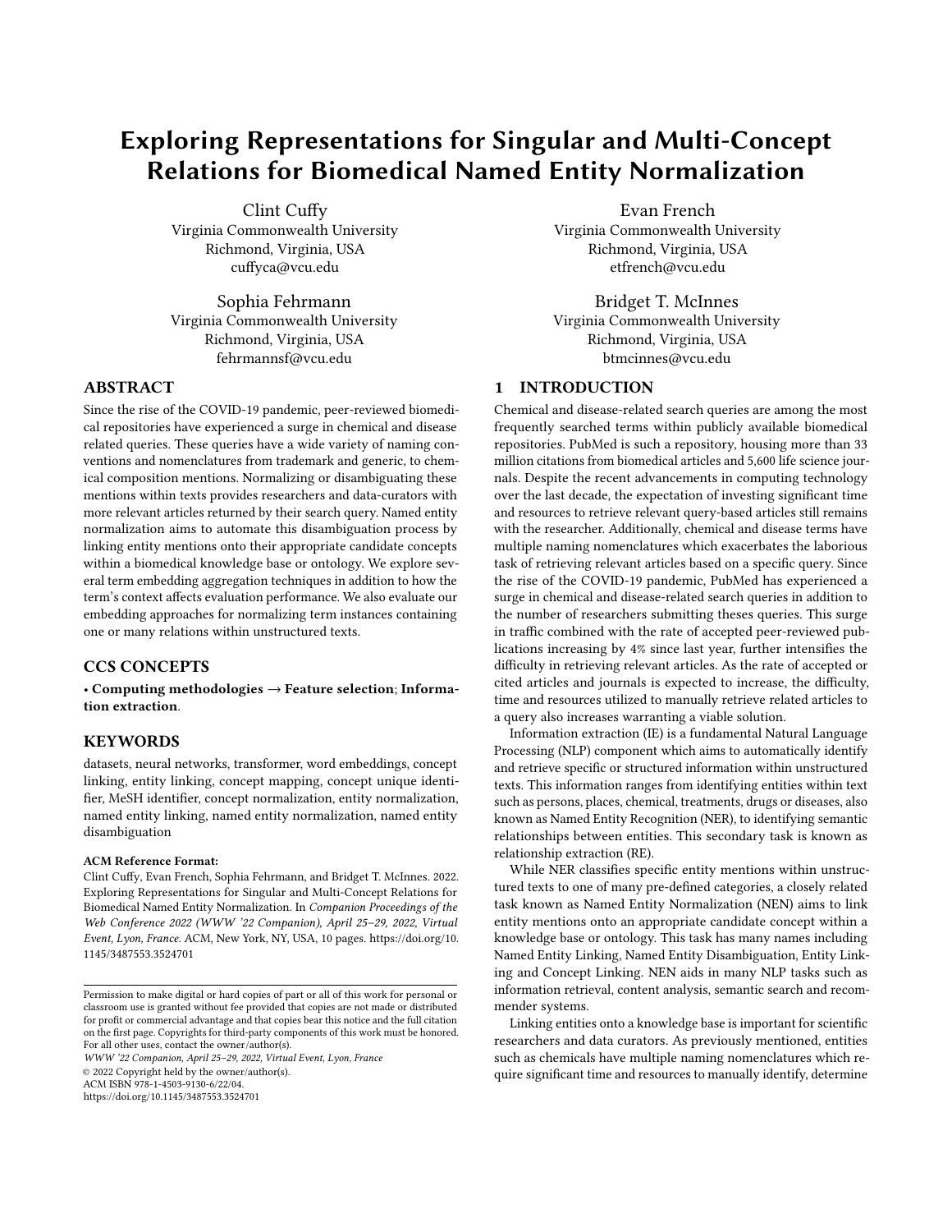# Exploring Representations for Singular and Multi-Concept Relations for Biomedical Named Entity Normalization

Clint Cuffy
Virginia Commonwealth University
Richmond, Virginia, USA
cuffyca@vcu.edu

Evan French
Virginia Commonwealth University
Richmond, Virginia, USA
etfrench@vcu.edu

Sophia Fehrmann
Virginia Commonwealth University
Richmond, Virginia, USA
fehrmannsf@vcu.edu

Bridget T. McInnes
Virginia Commonwealth University
Richmond, Virginia, USA
btmcinnes@vcu.edu

## ABSTRACT

Since the rise of the COVID-19 pandemic, peer-reviewed biomedical repositories have experienced a surge in chemical and disease related queries. These queries have a wide variety of naming conventions and nomenclatures from trademark and generic, to chemical composition mentions. Normalizing or disambiguating these mentions within texts provides researchers and data-curators with more relevant articles returned by their search query. Named entity normalization aims to automate this disambiguation process by linking entity mentions onto their appropriate candidate concepts within a biomedical knowledge base or ontology. We explore several term embedding aggregation techniques in addition to how the term's context affects evaluation performance. We also evaluate our embedding approaches for normalizing term instances containing one or many relations within unstructured texts.

## CCS CONCEPTS

• **Computing methodologies → Feature selection**; **Information extraction**.

## KEYWORDS

datasets, neural networks, transformer, word embeddings, concept linking, entity linking, concept mapping, concept unique identifier, MeSH identifier, concept normalization, entity normalization, named entity linking, named entity normalization, named entity disambiguation

**ACM Reference Format:**
Clint Cuffy, Evan French, Sophia Fehrmann, and Bridget T. McInnes. 2022. Exploring Representations for Singular and Multi-Concept Relations for Biomedical Named Entity Normalization. In *Companion Proceedings of the Web Conference 2022 (WWW '22 Companion), April 25–29, 2022, Virtual Event, Lyon, France.* ACM, New York, NY, USA, 10 pages. https://doi.org/10.1145/3487553.3524701

Permission to make digital or hard copies of part or all of this work for personal or classroom use is granted without fee provided that copies are not made or distributed for profit or commercial advantage and that copies bear this notice and the full citation on the first page. Copyrights for third-party components of this work must be honored. For all other uses, contact the owner/author(s).
*WWW '22 Companion, April 25–29, 2022, Virtual Event, Lyon, France*
© 2022 Copyright held by the owner/author(s).
ACM ISBN 978-1-4503-9130-6/22/04.
https://doi.org/10.1145/3487553.3524701

## 1 INTRODUCTION

Chemical and disease-related search queries are among the most frequently searched terms within publicly available biomedical repositories. PubMed is such a repository, housing more than 33 million citations from biomedical articles and 5,600 life science journals. Despite the recent advancements in computing technology over the last decade, the expectation of investing significant time and resources to retrieve relevant query-based articles still remains with the researcher. Additionally, chemical and disease terms have multiple naming nomenclatures which exacerbates the laborious task of retrieving relevant articles based on a specific query. Since the rise of the COVID-19 pandemic, PubMed has experienced a surge in chemical and disease-related search queries in addition to the number of researchers submitting theses queries. This surge in traffic combined with the rate of accepted peer-reviewed publications increasing by 4% since last year, further intensifies the difficulty in retrieving relevant articles. As the rate of accepted or cited articles and journals is expected to increase, the difficulty, time and resources utilized to manually retrieve related articles to a query also increases warranting a viable solution.

Information extraction (IE) is a fundamental Natural Language Processing (NLP) component which aims to automatically identify and retrieve specific or structured information within unstructured texts. This information ranges from identifying entities within text such as persons, places, chemical, treatments, drugs or diseases, also known as Named Entity Recognition (NER), to identifying semantic relationships between entities. This secondary task is known as relationship extraction (RE).

While NER classifies specific entity mentions within unstructured texts to one of many pre-defined categories, a closely related task known as Named Entity Normalization (NEN) aims to link entity mentions onto an appropriate candidate concept within a knowledge base or ontology. This task has many names including Named Entity Linking, Named Entity Disambiguation, Entity Linking and Concept Linking. NEN aids in many NLP tasks such as information retrieval, content analysis, semantic search and recommender systems.

Linking entities onto a knowledge base is important for scientific researchers and data curators. As previously mentioned, entities such as chemicals have multiple naming nomenclatures which require significant time and resources to manually identify, determine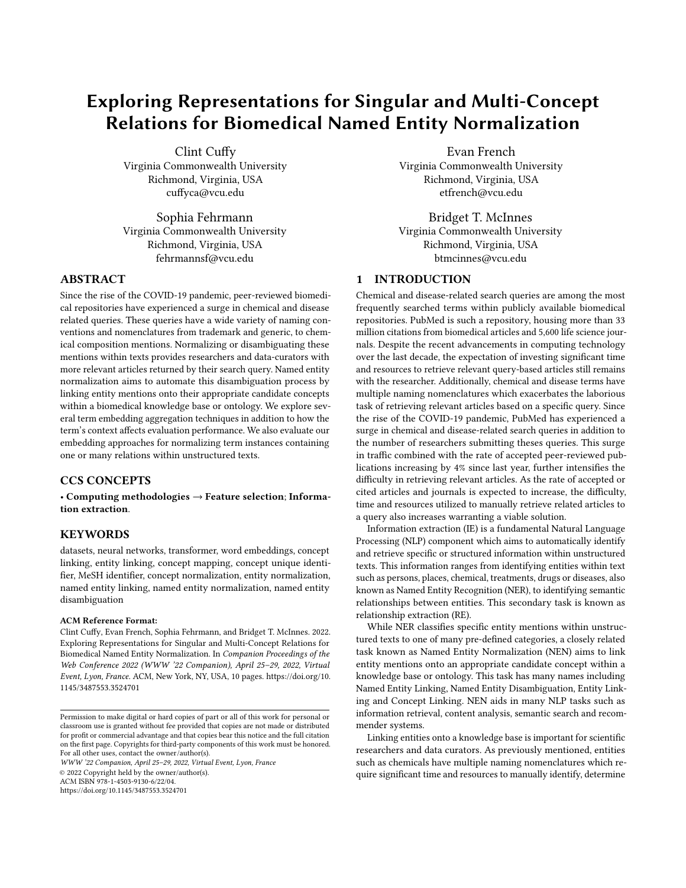# Exploring Representations for Singular and Multi-Concept Relations for Biomedical Named Entity Normalization

Clint Cuffy
Virginia Commonwealth University
Richmond, Virginia, USA
cuffyca@vcu.edu

Evan French
Virginia Commonwealth University
Richmond, Virginia, USA
etfrench@vcu.edu

Sophia Fehrmann
Virginia Commonwealth University
Richmond, Virginia, USA
fehrmannsf@vcu.edu

Bridget T. McInnes
Virginia Commonwealth University
Richmond, Virginia, USA
btmcinnes@vcu.edu

## ABSTRACT

Since the rise of the COVID-19 pandemic, peer-reviewed biomedical repositories have experienced a surge in chemical and disease related queries. These queries have a wide variety of naming conventions and nomenclatures from trademark and generic, to chemical composition mentions. Normalizing or disambiguating these mentions within texts provides researchers and data-curators with more relevant articles returned by their search query. Named entity normalization aims to automate this disambiguation process by linking entity mentions onto their appropriate candidate concepts within a biomedical knowledge base or ontology. We explore several term embedding aggregation techniques in addition to how the term's context affects evaluation performance. We also evaluate our embedding approaches for normalizing term instances containing one or many relations within unstructured texts.

## CCS CONCEPTS

• **Computing methodologies → Feature selection**; **Information extraction**.

## KEYWORDS

datasets, neural networks, transformer, word embeddings, concept linking, entity linking, concept mapping, concept unique identifier, MeSH identifier, concept normalization, entity normalization, named entity linking, named entity normalization, named entity disambiguation

**ACM Reference Format:**

Clint Cuffy, Evan French, Sophia Fehrmann, and Bridget T. McInnes. 2022. Exploring Representations for Singular and Multi-Concept Relations for Biomedical Named Entity Normalization. In *Companion Proceedings of the Web Conference 2022 (WWW '22 Companion), April 25–29, 2022, Virtual Event, Lyon, France.* ACM, New York, NY, USA, 10 pages. https://doi.org/10.1145/3487553.3524701

Permission to make digital or hard copies of part or all of this work for personal or classroom use is granted without fee provided that copies are not made or distributed for profit or commercial advantage and that copies bear this notice and the full citation on the first page. Copyrights for third-party components of this work must be honored. For all other uses, contact the owner/author(s).
*WWW '22 Companion, April 25–29, 2022, Virtual Event, Lyon, France*
© 2022 Copyright held by the owner/author(s).
ACM ISBN 978-1-4503-9130-6/22/04.
https://doi.org/10.1145/3487553.3524701

## 1 INTRODUCTION

Chemical and disease-related search queries are among the most frequently searched terms within publicly available biomedical repositories. PubMed is such a repository, housing more than 33 million citations from biomedical articles and 5,600 life science journals. Despite the recent advancements in computing technology over the last decade, the expectation of investing significant time and resources to retrieve relevant query-based articles still remains with the researcher. Additionally, chemical and disease terms have multiple naming nomenclatures which exacerbates the laborious task of retrieving relevant articles based on a specific query. Since the rise of the COVID-19 pandemic, PubMed has experienced a surge in chemical and disease-related search queries in addition to the number of researchers submitting theses queries. This surge in traffic combined with the rate of accepted peer-reviewed publications increasing by 4% since last year, further intensifies the difficulty in retrieving relevant articles. As the rate of accepted or cited articles and journals is expected to increase, the difficulty, time and resources utilized to manually retrieve related articles to a query also increases warranting a viable solution.

Information extraction (IE) is a fundamental Natural Language Processing (NLP) component which aims to automatically identify and retrieve specific or structured information within unstructured texts. This information ranges from identifying entities within text such as persons, places, chemical, treatments, drugs or diseases, also known as Named Entity Recognition (NER), to identifying semantic relationships between entities. This secondary task is known as relationship extraction (RE).

While NER classifies specific entity mentions within unstructured texts to one of many pre-defined categories, a closely related task known as Named Entity Normalization (NEN) aims to link entity mentions onto an appropriate candidate concept within a knowledge base or ontology. This task has many names including Named Entity Linking, Named Entity Disambiguation, Entity Linking and Concept Linking. NEN aids in many NLP tasks such as information retrieval, content analysis, semantic search and recommender systems.

Linking entities onto a knowledge base is important for scientific researchers and data curators. As previously mentioned, entities such as chemicals have multiple naming nomenclatures which require significant time and resources to manually identify, determine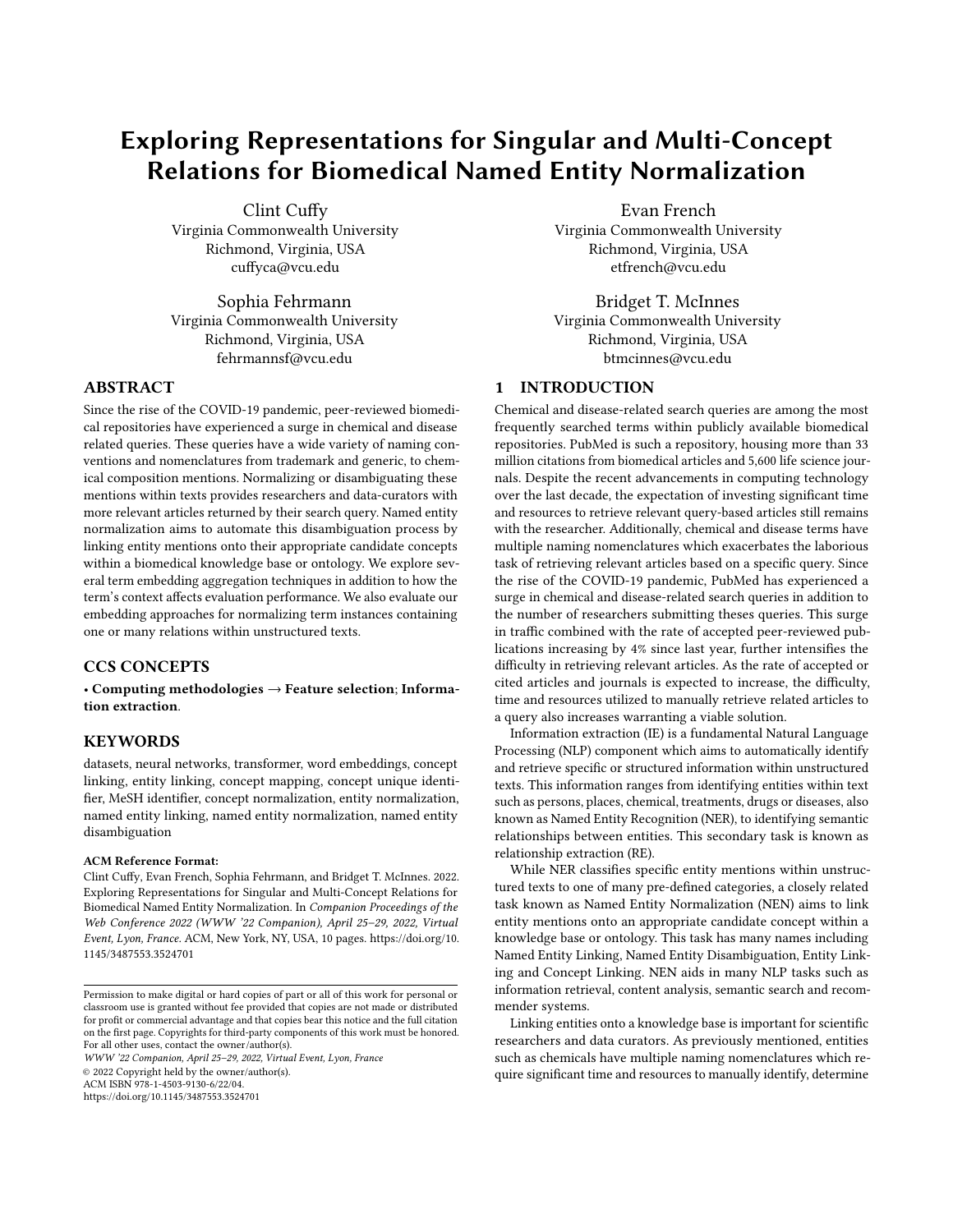# Exploring Representations for Singular and Multi-Concept Relations for Biomedical Named Entity Normalization

Clint Cuffy
Virginia Commonwealth University
Richmond, Virginia, USA
cuffyca@vcu.edu

Evan French
Virginia Commonwealth University
Richmond, Virginia, USA
etfrench@vcu.edu

Sophia Fehrmann
Virginia Commonwealth University
Richmond, Virginia, USA
fehrmannsf@vcu.edu

Bridget T. McInnes
Virginia Commonwealth University
Richmond, Virginia, USA
btmcinnes@vcu.edu

## ABSTRACT

Since the rise of the COVID-19 pandemic, peer-reviewed biomedical repositories have experienced a surge in chemical and disease related queries. These queries have a wide variety of naming conventions and nomenclatures from trademark and generic, to chemical composition mentions. Normalizing or disambiguating these mentions within texts provides researchers and data-curators with more relevant articles returned by their search query. Named entity normalization aims to automate this disambiguation process by linking entity mentions onto their appropriate candidate concepts within a biomedical knowledge base or ontology. We explore several term embedding aggregation techniques in addition to how the term's context affects evaluation performance. We also evaluate our embedding approaches for normalizing term instances containing one or many relations within unstructured texts.

## CCS CONCEPTS

• **Computing methodologies** → **Feature selection**; **Information extraction**.

## KEYWORDS

datasets, neural networks, transformer, word embeddings, concept linking, entity linking, concept mapping, concept unique identifier, MeSH identifier, concept normalization, entity normalization, named entity linking, named entity normalization, named entity disambiguation

**ACM Reference Format:**
Clint Cuffy, Evan French, Sophia Fehrmann, and Bridget T. McInnes. 2022. Exploring Representations for Singular and Multi-Concept Relations for Biomedical Named Entity Normalization. In *Companion Proceedings of the Web Conference 2022 (WWW '22 Companion), April 25–29, 2022, Virtual Event, Lyon, France.* ACM, New York, NY, USA, 10 pages. https://doi.org/10.1145/3487553.3524701

Permission to make digital or hard copies of part or all of this work for personal or classroom use is granted without fee provided that copies are not made or distributed for profit or commercial advantage and that copies bear this notice and the full citation on the first page. Copyrights for third-party components of this work must be honored. For all other uses, contact the owner/author(s).
*WWW '22 Companion, April 25–29, 2022, Virtual Event, Lyon, France*
© 2022 Copyright held by the owner/author(s).
ACM ISBN 978-1-4503-9130-6/22/04.
https://doi.org/10.1145/3487553.3524701

## 1 INTRODUCTION

Chemical and disease-related search queries are among the most frequently searched terms within publicly available biomedical repositories. PubMed is such a repository, housing more than 33 million citations from biomedical articles and 5,600 life science journals. Despite the recent advancements in computing technology over the last decade, the expectation of investing significant time and resources to retrieve relevant query-based articles still remains with the researcher. Additionally, chemical and disease terms have multiple naming nomenclatures which exacerbates the laborious task of retrieving relevant articles based on a specific query. Since the rise of the COVID-19 pandemic, PubMed has experienced a surge in chemical and disease-related search queries in addition to the number of researchers submitting theses queries. This surge in traffic combined with the rate of accepted peer-reviewed publications increasing by 4% since last year, further intensifies the difficulty in retrieving relevant articles. As the rate of accepted or cited articles and journals is expected to increase, the difficulty, time and resources utilized to manually retrieve related articles to a query also increases warranting a viable solution.

Information extraction (IE) is a fundamental Natural Language Processing (NLP) component which aims to automatically identify and retrieve specific or structured information within unstructured texts. This information ranges from identifying entities within text such as persons, places, chemical, treatments, drugs or diseases, also known as Named Entity Recognition (NER), to identifying semantic relationships between entities. This secondary task is known as relationship extraction (RE).

While NER classifies specific entity mentions within unstructured texts to one of many pre-defined categories, a closely related task known as Named Entity Normalization (NEN) aims to link entity mentions onto an appropriate candidate concept within a knowledge base or ontology. This task has many names including Named Entity Linking, Named Entity Disambiguation, Entity Linking and Concept Linking. NEN aids in many NLP tasks such as information retrieval, content analysis, semantic search and recommender systems.

Linking entities onto a knowledge base is important for scientific researchers and data curators. As previously mentioned, entities such as chemicals have multiple naming nomenclatures which require significant time and resources to manually identify, determine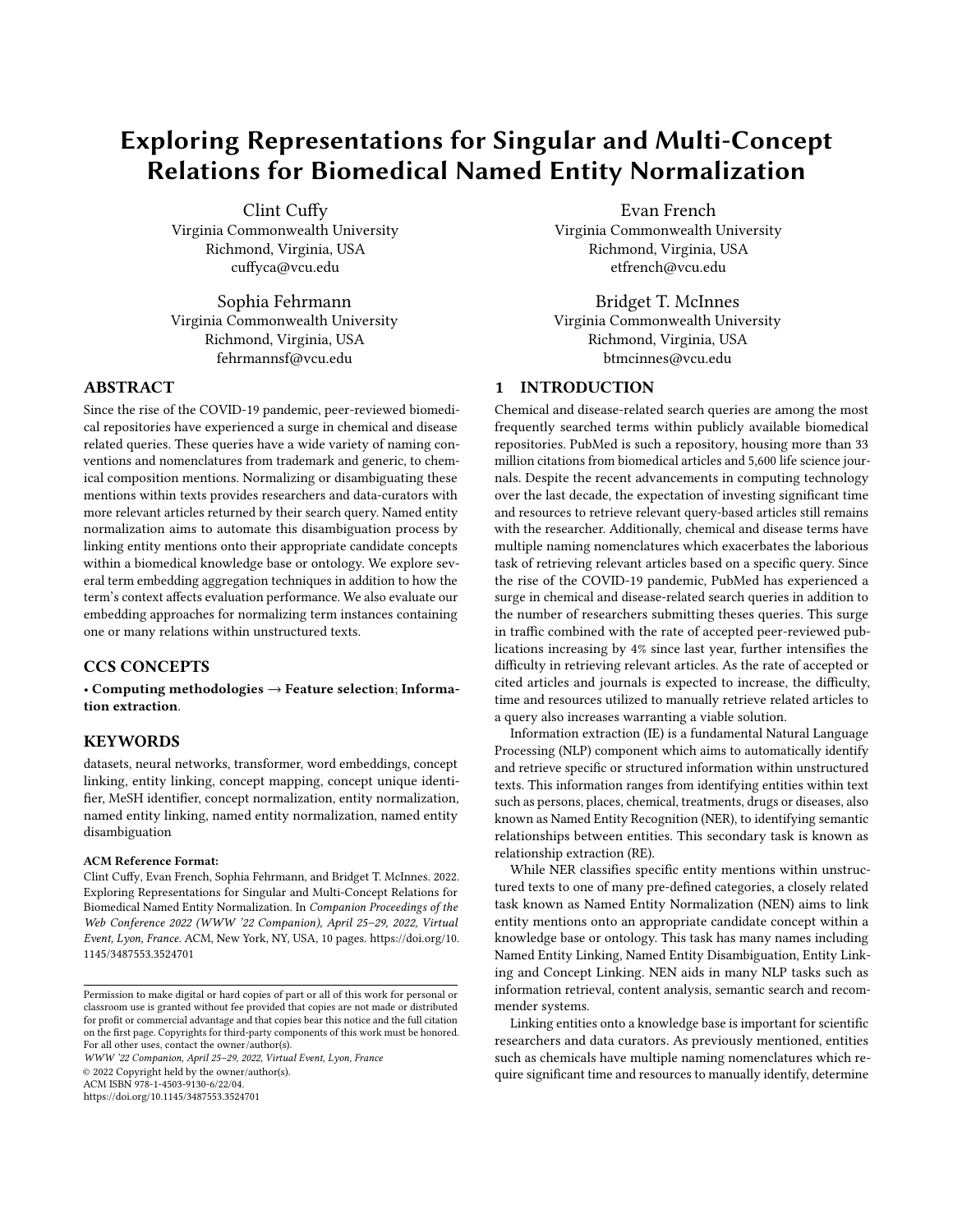# Exploring Representations for Singular and Multi-Concept Relations for Biomedical Named Entity Normalization

Clint Cuffy
Virginia Commonwealth University
Richmond, Virginia, USA
cuffyca@vcu.edu

Evan French
Virginia Commonwealth University
Richmond, Virginia, USA
etfrench@vcu.edu

Sophia Fehrmann
Virginia Commonwealth University
Richmond, Virginia, USA
fehrmannsf@vcu.edu

Bridget T. McInnes
Virginia Commonwealth University
Richmond, Virginia, USA
btmcinnes@vcu.edu

## ABSTRACT

Since the rise of the COVID-19 pandemic, peer-reviewed biomedical repositories have experienced a surge in chemical and disease related queries. These queries have a wide variety of naming conventions and nomenclatures from trademark and generic, to chemical composition mentions. Normalizing or disambiguating these mentions within texts provides researchers and data-curators with more relevant articles returned by their search query. Named entity normalization aims to automate this disambiguation process by linking entity mentions onto their appropriate candidate concepts within a biomedical knowledge base or ontology. We explore several term embedding aggregation techniques in addition to how the term's context affects evaluation performance. We also evaluate our embedding approaches for normalizing term instances containing one or many relations within unstructured texts.

## CCS CONCEPTS

• **Computing methodologies → Feature selection**; **Information extraction**.

## KEYWORDS

datasets, neural networks, transformer, word embeddings, concept linking, entity linking, concept mapping, concept unique identifier, MeSH identifier, concept normalization, entity normalization, named entity linking, named entity normalization, named entity disambiguation

**ACM Reference Format:**
Clint Cuffy, Evan French, Sophia Fehrmann, and Bridget T. McInnes. 2022. Exploring Representations for Singular and Multi-Concept Relations for Biomedical Named Entity Normalization. In *Companion Proceedings of the Web Conference 2022 (WWW '22 Companion), April 25–29, 2022, Virtual Event, Lyon, France.* ACM, New York, NY, USA, 10 pages. https://doi.org/10.1145/3487553.3524701

Permission to make digital or hard copies of part or all of this work for personal or classroom use is granted without fee provided that copies are not made or distributed for profit or commercial advantage and that copies bear this notice and the full citation on the first page. Copyrights for third-party components of this work must be honored. For all other uses, contact the owner/author(s).
*WWW '22 Companion, April 25–29, 2022, Virtual Event, Lyon, France*
© 2022 Copyright held by the owner/author(s).
ACM ISBN 978-1-4503-9130-6/22/04.
https://doi.org/10.1145/3487553.3524701

## 1 INTRODUCTION

Chemical and disease-related search queries are among the most frequently searched terms within publicly available biomedical repositories. PubMed is such a repository, housing more than 33 million citations from biomedical articles and 5,600 life science journals. Despite the recent advancements in computing technology over the last decade, the expectation of investing significant time and resources to retrieve relevant query-based articles still remains with the researcher. Additionally, chemical and disease terms have multiple naming nomenclatures which exacerbates the laborious task of retrieving relevant articles based on a specific query. Since the rise of the COVID-19 pandemic, PubMed has experienced a surge in chemical and disease-related search queries in addition to the number of researchers submitting theses queries. This surge in traffic combined with the rate of accepted peer-reviewed publications increasing by 4% since last year, further intensifies the difficulty in retrieving relevant articles. As the rate of accepted or cited articles and journals is expected to increase, the difficulty, time and resources utilized to manually retrieve related articles to a query also increases warranting a viable solution.

Information extraction (IE) is a fundamental Natural Language Processing (NLP) component which aims to automatically identify and retrieve specific or structured information within unstructured texts. This information ranges from identifying entities within text such as persons, places, chemical, treatments, drugs or diseases, also known as Named Entity Recognition (NER), to identifying semantic relationships between entities. This secondary task is known as relationship extraction (RE).

While NER classifies specific entity mentions within unstructured texts to one of many pre-defined categories, a closely related task known as Named Entity Normalization (NEN) aims to link entity mentions onto an appropriate candidate concept within a knowledge base or ontology. This task has many names including Named Entity Linking, Named Entity Disambiguation, Entity Linking and Concept Linking. NEN aids in many NLP tasks such as information retrieval, content analysis, semantic search and recommender systems.

Linking entities onto a knowledge base is important for scientific researchers and data curators. As previously mentioned, entities such as chemicals have multiple naming nomenclatures which require significant time and resources to manually identify, determine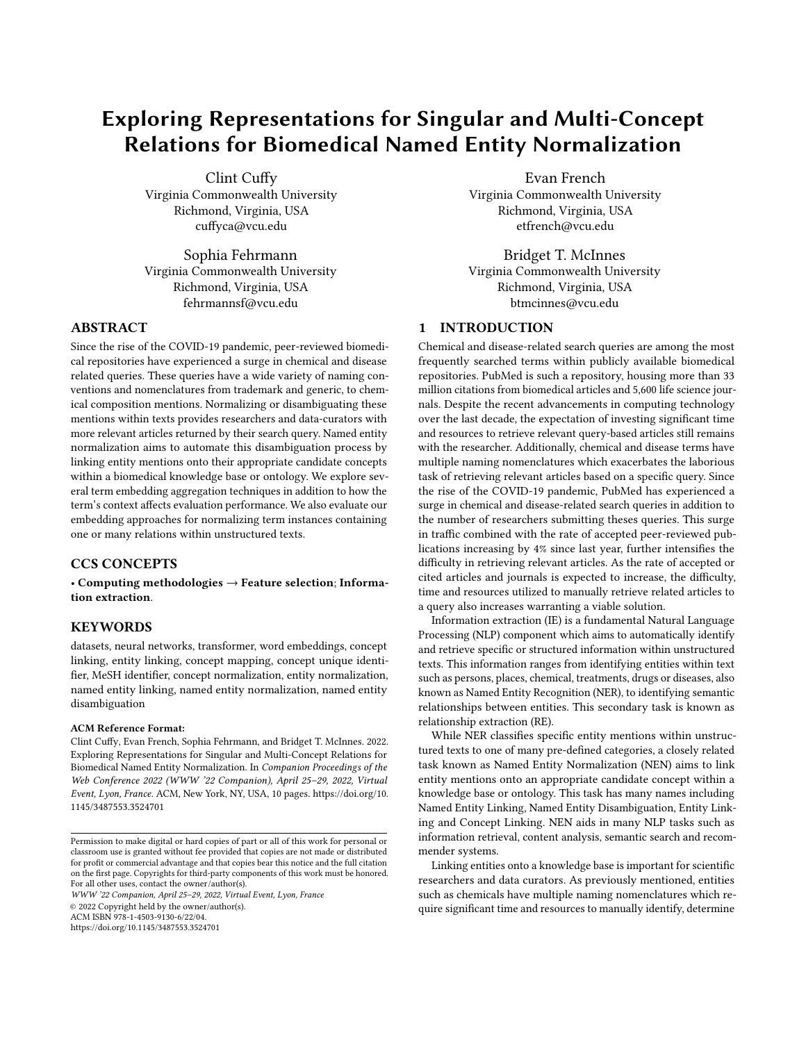# Exploring Representations for Singular and Multi-Concept Relations for Biomedical Named Entity Normalization

Clint Cuffy
Virginia Commonwealth University
Richmond, Virginia, USA
cuffyca@vcu.edu

Evan French
Virginia Commonwealth University
Richmond, Virginia, USA
etfrench@vcu.edu

Sophia Fehrmann
Virginia Commonwealth University
Richmond, Virginia, USA
fehrmannsf@vcu.edu

Bridget T. McInnes
Virginia Commonwealth University
Richmond, Virginia, USA
btmcinnes@vcu.edu

## ABSTRACT

Since the rise of the COVID-19 pandemic, peer-reviewed biomedical repositories have experienced a surge in chemical and disease related queries. These queries have a wide variety of naming conventions and nomenclatures from trademark and generic, to chemical composition mentions. Normalizing or disambiguating these mentions within texts provides researchers and data-curators with more relevant articles returned by their search query. Named entity normalization aims to automate this disambiguation process by linking entity mentions onto their appropriate candidate concepts within a biomedical knowledge base or ontology. We explore several term embedding aggregation techniques in addition to how the term's context affects evaluation performance. We also evaluate our embedding approaches for normalizing term instances containing one or many relations within unstructured texts.

## CCS CONCEPTS

• **Computing methodologies → Feature selection**; **Information extraction**.

## KEYWORDS

datasets, neural networks, transformer, word embeddings, concept linking, entity linking, concept mapping, concept unique identifier, MeSH identifier, concept normalization, entity normalization, named entity linking, named entity normalization, named entity disambiguation

**ACM Reference Format:**
Clint Cuffy, Evan French, Sophia Fehrmann, and Bridget T. McInnes. 2022. Exploring Representations for Singular and Multi-Concept Relations for Biomedical Named Entity Normalization. In *Companion Proceedings of the Web Conference 2022 (WWW '22 Companion), April 25–29, 2022, Virtual Event, Lyon, France.* ACM, New York, NY, USA, 10 pages. https://doi.org/10.1145/3487553.3524701

Permission to make digital or hard copies of part or all of this work for personal or classroom use is granted without fee provided that copies are not made or distributed for profit or commercial advantage and that copies bear this notice and the full citation on the first page. Copyrights for third-party components of this work must be honored. For all other uses, contact the owner/author(s).
*WWW '22 Companion, April 25–29, 2022, Virtual Event, Lyon, France*
© 2022 Copyright held by the owner/author(s).
ACM ISBN 978-1-4503-9130-6/22/04.
https://doi.org/10.1145/3487553.3524701

## 1 INTRODUCTION

Chemical and disease-related search queries are among the most frequently searched terms within publicly available biomedical repositories. PubMed is such a repository, housing more than 33 million citations from biomedical articles and 5,600 life science journals. Despite the recent advancements in computing technology over the last decade, the expectation of investing significant time and resources to retrieve relevant query-based articles still remains with the researcher. Additionally, chemical and disease terms have multiple naming nomenclatures which exacerbates the laborious task of retrieving relevant articles based on a specific query. Since the rise of the COVID-19 pandemic, PubMed has experienced a surge in chemical and disease-related search queries in addition to the number of researchers submitting theses queries. This surge in traffic combined with the rate of accepted peer-reviewed publications increasing by 4% since last year, further intensifies the difficulty in retrieving relevant articles. As the rate of accepted or cited articles and journals is expected to increase, the difficulty, time and resources utilized to manually retrieve related articles to a query also increases warranting a viable solution.

Information extraction (IE) is a fundamental Natural Language Processing (NLP) component which aims to automatically identify and retrieve specific or structured information within unstructured texts. This information ranges from identifying entities within text such as persons, places, chemical, treatments, drugs or diseases, also known as Named Entity Recognition (NER), to identifying semantic relationships between entities. This secondary task is known as relationship extraction (RE).

While NER classifies specific entity mentions within unstructured texts to one of many pre-defined categories, a closely related task known as Named Entity Normalization (NEN) aims to link entity mentions onto an appropriate candidate concept within a knowledge base or ontology. This task has many names including Named Entity Linking, Named Entity Disambiguation, Entity Linking and Concept Linking. NEN aids in many NLP tasks such as information retrieval, content analysis, semantic search and recommender systems.

Linking entities onto a knowledge base is important for scientific researchers and data curators. As previously mentioned, entities such as chemicals have multiple naming nomenclatures which require significant time and resources to manually identify, determine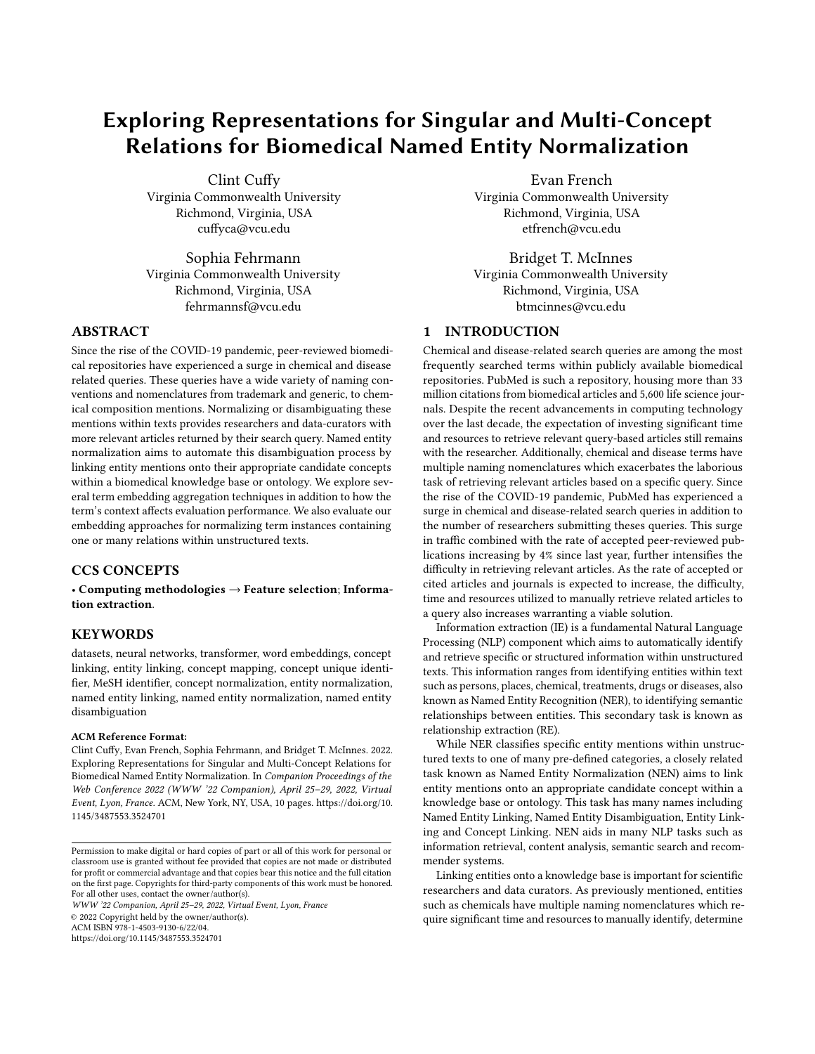# Exploring Representations for Singular and Multi-Concept Relations for Biomedical Named Entity Normalization

Clint Cuffy
Virginia Commonwealth University
Richmond, Virginia, USA
cuffyca@vcu.edu

Evan French
Virginia Commonwealth University
Richmond, Virginia, USA
etfrench@vcu.edu

Sophia Fehrmann
Virginia Commonwealth University
Richmond, Virginia, USA
fehrmannsf@vcu.edu

Bridget T. McInnes
Virginia Commonwealth University
Richmond, Virginia, USA
btmcinnes@vcu.edu

## ABSTRACT

Since the rise of the COVID-19 pandemic, peer-reviewed biomedical repositories have experienced a surge in chemical and disease related queries. These queries have a wide variety of naming conventions and nomenclatures from trademark and generic, to chemical composition mentions. Normalizing or disambiguating these mentions within texts provides researchers and data-curators with more relevant articles returned by their search query. Named entity normalization aims to automate this disambiguation process by linking entity mentions onto their appropriate candidate concepts within a biomedical knowledge base or ontology. We explore several term embedding aggregation techniques in addition to how the term's context affects evaluation performance. We also evaluate our embedding approaches for normalizing term instances containing one or many relations within unstructured texts.

## CCS CONCEPTS

• **Computing methodologies → Feature selection**; **Information extraction**.

## KEYWORDS

datasets, neural networks, transformer, word embeddings, concept linking, entity linking, concept mapping, concept unique identifier, MeSH identifier, concept normalization, entity normalization, named entity linking, named entity normalization, named entity disambiguation

**ACM Reference Format:**
Clint Cuffy, Evan French, Sophia Fehrmann, and Bridget T. McInnes. 2022. Exploring Representations for Singular and Multi-Concept Relations for Biomedical Named Entity Normalization. In *Companion Proceedings of the Web Conference 2022 (WWW '22 Companion), April 25–29, 2022, Virtual Event, Lyon, France.* ACM, New York, NY, USA, 10 pages. https://doi.org/10.1145/3487553.3524701

Permission to make digital or hard copies of part or all of this work for personal or classroom use is granted without fee provided that copies are not made or distributed for profit or commercial advantage and that copies bear this notice and the full citation on the first page. Copyrights for third-party components of this work must be honored. For all other uses, contact the owner/author(s).
*WWW '22 Companion, April 25–29, 2022, Virtual Event, Lyon, France*
© 2022 Copyright held by the owner/author(s).
ACM ISBN 978-1-4503-9130-6/22/04.
https://doi.org/10.1145/3487553.3524701

## 1 INTRODUCTION

Chemical and disease-related search queries are among the most frequently searched terms within publicly available biomedical repositories. PubMed is such a repository, housing more than 33 million citations from biomedical articles and 5,600 life science journals. Despite the recent advancements in computing technology over the last decade, the expectation of investing significant time and resources to retrieve relevant query-based articles still remains with the researcher. Additionally, chemical and disease terms have multiple naming nomenclatures which exacerbates the laborious task of retrieving relevant articles based on a specific query. Since the rise of the COVID-19 pandemic, PubMed has experienced a surge in chemical and disease-related search queries in addition to the number of researchers submitting theses queries. This surge in traffic combined with the rate of accepted peer-reviewed publications increasing by 4% since last year, further intensifies the difficulty in retrieving relevant articles. As the rate of accepted or cited articles and journals is expected to increase, the difficulty, time and resources utilized to manually retrieve related articles to a query also increases warranting a viable solution.

Information extraction (IE) is a fundamental Natural Language Processing (NLP) component which aims to automatically identify and retrieve specific or structured information within unstructured texts. This information ranges from identifying entities within text such as persons, places, chemical, treatments, drugs or diseases, also known as Named Entity Recognition (NER), to identifying semantic relationships between entities. This secondary task is known as relationship extraction (RE).

While NER classifies specific entity mentions within unstructured texts to one of many pre-defined categories, a closely related task known as Named Entity Normalization (NEN) aims to link entity mentions onto an appropriate candidate concept within a knowledge base or ontology. This task has many names including Named Entity Linking, Named Entity Disambiguation, Entity Linking and Concept Linking. NEN aids in many NLP tasks such as information retrieval, content analysis, semantic search and recommender systems.

Linking entities onto a knowledge base is important for scientific researchers and data curators. As previously mentioned, entities such as chemicals have multiple naming nomenclatures which require significant time and resources to manually identify, determine